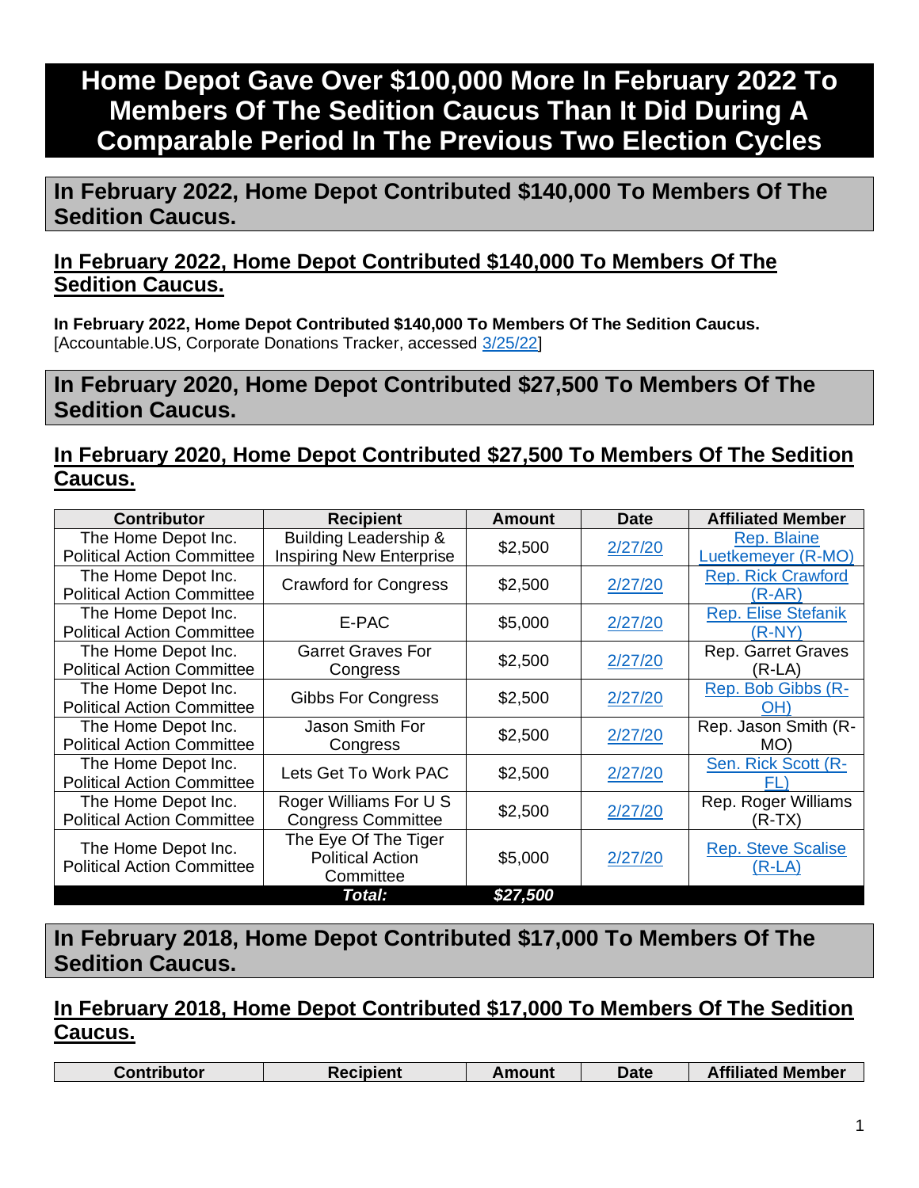# Home Depot Gave Over $100,000 More In February 2022 To Members Of The Sedition Caucus Than It Did During A Comparable Period In The Previous Two Election Cycles

## In February 2022, Home Depot Contributed $140,000 To Members Of The Sedition Caucus.

### In February 2022, Home Depot Contributed $140,000 To Members Of The Sedition Caucus.

**In February 2022, Home Depot Contributed $140,000 To Members Of The Sedition Caucus.** [Accountable.US, Corporate Donations Tracker, accessed 3/25/22]

## In February 2020, Home Depot Contributed $27,500 To Members Of The Sedition Caucus.

### In February 2020, Home Depot Contributed $27,500 To Members Of The Sedition Caucus.

| Contributor | Recipient | Amount | Date | Affiliated Member |
|---|---|---|---|---|
| The Home Depot Inc. Political Action Committee | Building Leadership & Inspiring New Enterprise | $2,500 | 2/27/20 | Rep. Blaine Luetkemeyer (R-MO) |
| The Home Depot Inc. Political Action Committee | Crawford for Congress | $2,500 | 2/27/20 | Rep. Rick Crawford (R-AR) |
| The Home Depot Inc. Political Action Committee | E-PAC | $5,000 | 2/27/20 | Rep. Elise Stefanik (R-NY) |
| The Home Depot Inc. Political Action Committee | Garret Graves For Congress | $2,500 | 2/27/20 | Rep. Garret Graves (R-LA) |
| The Home Depot Inc. Political Action Committee | Gibbs For Congress | $2,500 | 2/27/20 | Rep. Bob Gibbs (R-OH) |
| The Home Depot Inc. Political Action Committee | Jason Smith For Congress | $2,500 | 2/27/20 | Rep. Jason Smith (R-MO) |
| The Home Depot Inc. Political Action Committee | Lets Get To Work PAC | $2,500 | 2/27/20 | Sen. Rick Scott (R-FL) |
| The Home Depot Inc. Political Action Committee | Roger Williams For U S Congress Committee | $2,500 | 2/27/20 | Rep. Roger Williams (R-TX) |
| The Home Depot Inc. Political Action Committee | The Eye Of The Tiger Political Action Committee | $5,000 | 2/27/20 | Rep. Steve Scalise (R-LA) |
| | ***Total:*** | ***$27,500*** | | |

## In February 2018, Home Depot Contributed $17,000 To Members Of The Sedition Caucus.

### In February 2018, Home Depot Contributed $17,000 To Members Of The Sedition Caucus.

| Contributor | Recipient | Amount | Date | Affiliated Member |
|---|---|---|---|---|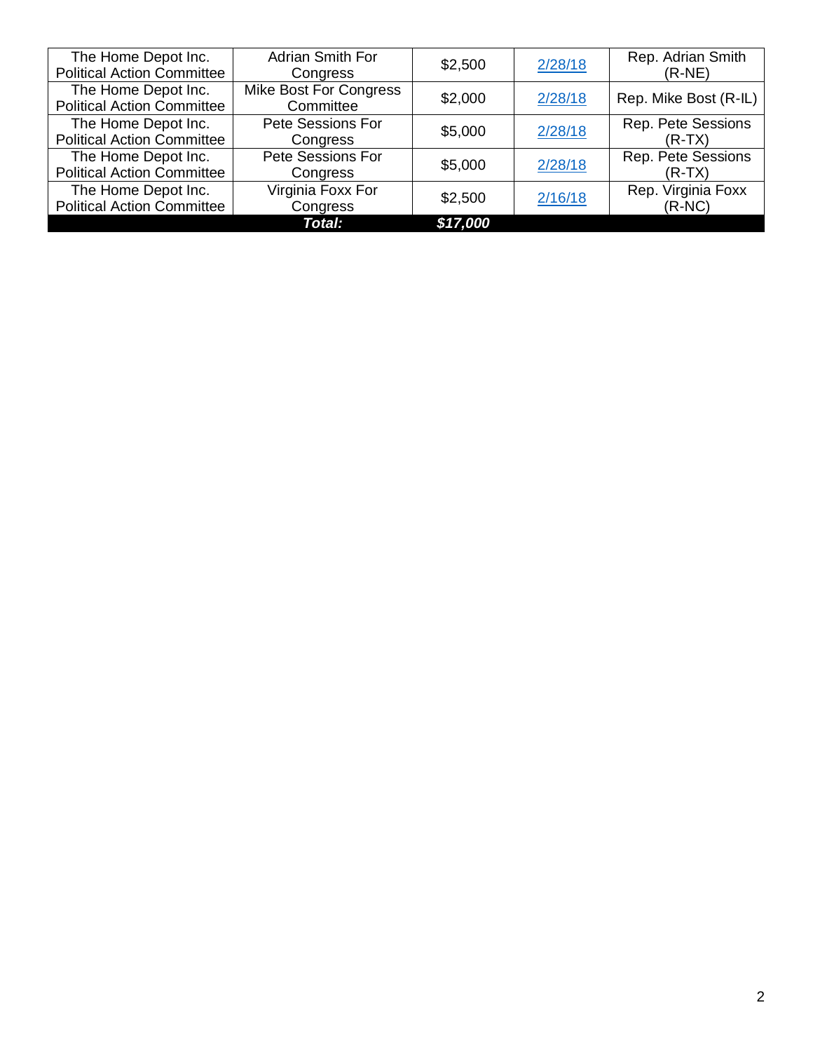| | | | | |
|---|---|---|---|---|
| The Home Depot Inc. Political Action Committee | Adrian Smith For Congress | $2,500 | 2/28/18 | Rep. Adrian Smith (R-NE) |
| The Home Depot Inc. Political Action Committee | Mike Bost For Congress Committee | $2,000 | 2/28/18 | Rep. Mike Bost (R-IL) |
| The Home Depot Inc. Political Action Committee | Pete Sessions For Congress | $5,000 | 2/28/18 | Rep. Pete Sessions (R-TX) |
| The Home Depot Inc. Political Action Committee | Pete Sessions For Congress | $5,000 | 2/28/18 | Rep. Pete Sessions (R-TX) |
| The Home Depot Inc. Political Action Committee | Virginia Foxx For Congress | $2,500 | 2/16/18 | Rep. Virginia Foxx (R-NC) |
| | ***Total:*** | ***$17,000*** | | |